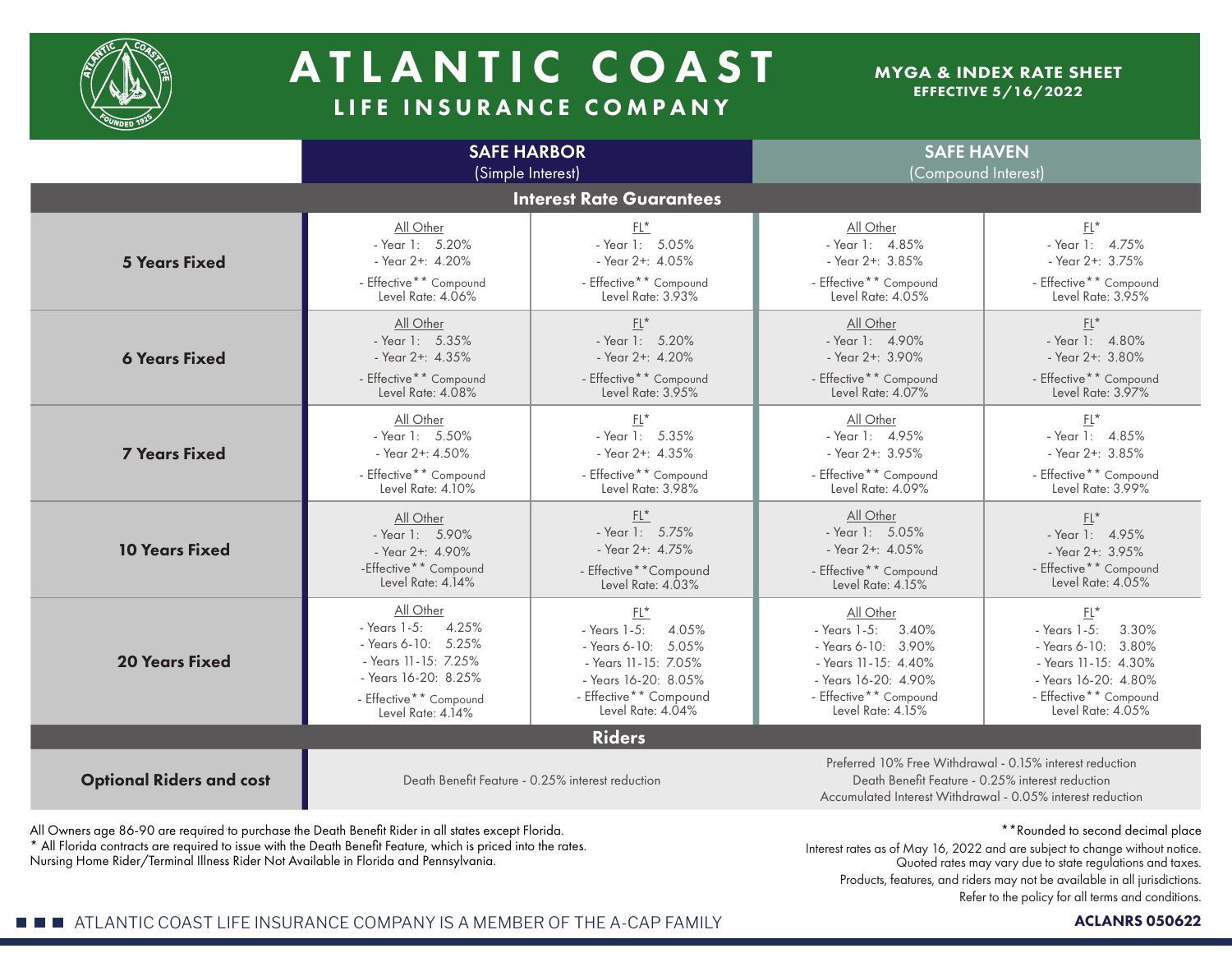# ATLANTIC COAST

## LIFE INSURANCE COMPANY

**MYGA & INDEX RATE SHEET**
**EFFECTIVE 5/16/2022**

| | SAFE HARBOR (Simple Interest) | | SAFE HAVEN (Compound Interest) | |
|---|---|---|---|---|
| **Interest Rate Guarantees** | | | | |
| | All Other | FL* | All Other | FL* |
| **5 Years Fixed** | - Year 1: 5.20%<br>- Year 2+: 4.20%<br>- Effective** Compound Level Rate: 4.06% | - Year 1: 5.05%<br>- Year 2+: 4.05%<br>- Effective** Compound Level Rate: 3.93% | - Year 1: 4.85%<br>- Year 2+: 3.85%<br>- Effective** Compound Level Rate: 4.05% | - Year 1: 4.75%<br>- Year 2+: 3.75%<br>- Effective** Compound Level Rate: 3.95% |
| **6 Years Fixed** | - Year 1: 5.35%<br>- Year 2+: 4.35%<br>- Effective** Compound Level Rate: 4.08% | - Year 1: 5.20%<br>- Year 2+: 4.20%<br>- Effective** Compound Level Rate: 3.95% | - Year 1: 4.90%<br>- Year 2+: 3.90%<br>- Effective** Compound Level Rate: 4.07% | - Year 1: 4.80%<br>- Year 2+: 3.80%<br>- Effective** Compound Level Rate: 3.97% |
| **7 Years Fixed** | - Year 1: 5.50%<br>- Year 2+: 4.50%<br>- Effective** Compound Level Rate: 4.10% | - Year 1: 5.35%<br>- Year 2+: 4.35%<br>- Effective** Compound Level Rate: 3.98% | - Year 1: 4.95%<br>- Year 2+: 3.95%<br>- Effective** Compound Level Rate: 4.09% | - Year 1: 4.85%<br>- Year 2+: 3.85%<br>- Effective** Compound Level Rate: 3.99% |
| **10 Years Fixed** | - Year 1: 5.90%<br>- Year 2+: 4.90%<br>-Effective** Compound Level Rate: 4.14% | - Year 1: 5.75%<br>- Year 2+: 4.75%<br>- Effective**Compound Level Rate: 4.03% | - Year 1: 5.05%<br>- Year 2+: 4.05%<br>- Effective** Compound Level Rate: 4.15% | - Year 1: 4.95%<br>- Year 2+: 3.95%<br>- Effective** Compound Level Rate: 4.05% |
| **20 Years Fixed** | - Years 1-5: 4.25%<br>- Years 6-10: 5.25%<br>- Years 11-15: 7.25%<br>- Years 16-20: 8.25%<br>- Effective** Compound Level Rate: 4.14% | - Years 1-5: 4.05%<br>- Years 6-10: 5.05%<br>- Years 11-15: 7.05%<br>- Years 16-20: 8.05%<br>- Effective** Compound Level Rate: 4.04% | - Years 1-5: 3.40%<br>- Years 6-10: 3.90%<br>- Years 11-15: 4.40%<br>- Years 16-20: 4.90%<br>- Effective** Compound Level Rate: 4.15% | - Years 1-5: 3.30%<br>- Years 6-10: 3.80%<br>- Years 11-15: 4.30%<br>- Years 16-20: 4.80%<br>- Effective** Compound Level Rate: 4.05% |
| **Riders** | | | | |
| **Optional Riders and cost** | Death Benefit Feature - 0.25% interest reduction | | Preferred 10% Free Withdrawal - 0.15% interest reduction<br>Death Benefit Feature - 0.25% interest reduction<br>Accumulated Interest Withdrawal - 0.05% interest reduction | |

All Owners age 86-90 are required to purchase the Death Benefit Rider in all states except Florida.
* All Florida contracts are required to issue with the Death Benefit Feature, which is priced into the rates.
Nursing Home Rider/Terminal Illness Rider Not Available in Florida and Pennsylvania.

**Rounded to second decimal place

Interest rates as of May 16, 2022 and are subject to change without notice.
Quoted rates may vary due to state regulations and taxes.
Products, features, and riders may not be available in all jurisdictions.
Refer to the policy for all terms and conditions.

ATLANTIC COAST LIFE INSURANCE COMPANY IS A MEMBER OF THE A-CAP FAMILY

**ACLANRS 050622**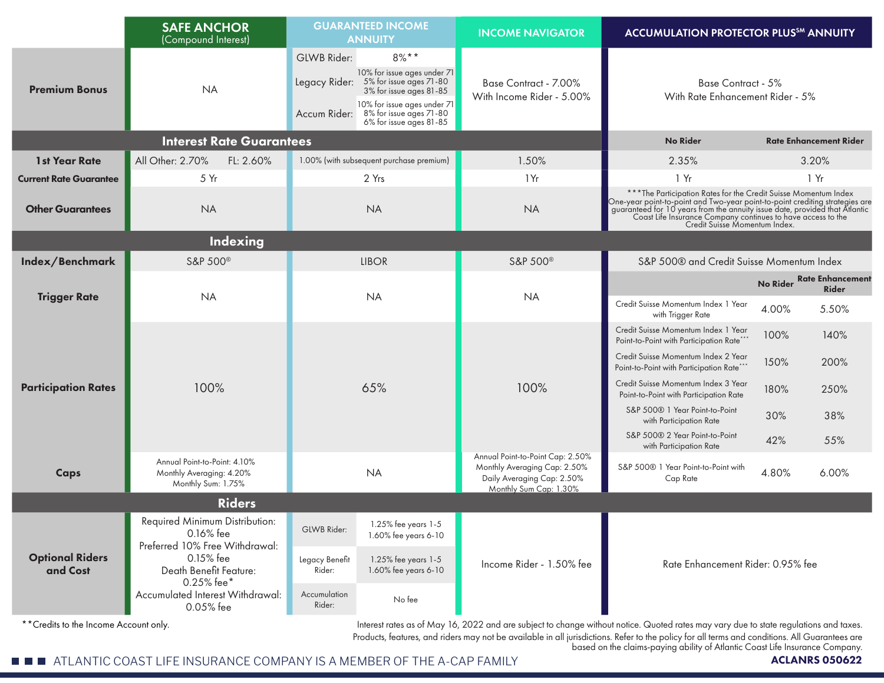| | SAFE ANCHOR (Compound Interest) | GUARANTEED INCOME ANNUITY | INCOME NAVIGATOR | ACCUMULATION PROTECTOR PLUS℠ ANNUITY | | |
|---|---|---|---|---|---|---|
| **Premium Bonus** | NA | GLWB Rider: 8%**<br>Legacy Rider: 10% for issue ages under 71, 5% for issue ages 71-80, 3% for issue ages 81-85<br>Accum Rider: 10% for issue ages under 71, 8% for issue ages 71-80, 6% for issue ages 81-85 | Base Contract - 7.00%<br>With Income Rider - 5.00% | Base Contract - 5%<br>With Rate Enhancement Rider - 5% | | |
| **Interest Rate Guarantees** | | | | | **No Rider** | **Rate Enhancement Rider** |
| **1st Year Rate** | All Other: 2.70% FL: 2.60% | 1.00% (with subsequent purchase premium) | 1.50% | | 2.35% | 3.20% |
| **Current Rate Guarantee** | 5 Yr | 2 Yrs | 1Yr | | 1 Yr | 1 Yr |
| **Other Guarantees** | NA | NA | NA | ***The Participation Rates for the Credit Suisse Momentum Index One-year point-to-point and Two-year point-to-point crediting strategies are guaranteed for 10 years from the annuity issue date, provided that Atlantic Coast Life Insurance Company continues to have access to the Credit Suisse Momentum Index. | | |
| **Indexing** | | | | | | |
| **Index/Benchmark** | S&P 500® | LIBOR | S&P 500® | S&P 500® and Credit Suisse Momentum Index | | |
| | | | | | **No Rider** | **Rate Enhancement Rider** |
| **Trigger Rate** | NA | NA | NA | Credit Suisse Momentum Index 1 Year with Trigger Rate | 4.00% | 5.50% |
| **Participation Rates** | 100% | 65% | 100% | Credit Suisse Momentum Index 1 Year Point-to-Point with Participation Rate*** | 100% | 140% |
| | | | | Credit Suisse Momentum Index 2 Year Point-to-Point with Participation Rate*** | 150% | 200% |
| | | | | Credit Suisse Momentum Index 3 Year Point-to-Point with Participation Rate | 180% | 250% |
| | | | | S&P 500® 1 Year Point-to-Point with Participation Rate | 30% | 38% |
| | | | | S&P 500® 2 Year Point-to-Point with Participation Rate | 42% | 55% |
| **Caps** | Annual Point-to-Point: 4.10%<br>Monthly Averaging: 4.20%<br>Monthly Sum: 1.75% | NA | Annual Point-to-Point Cap: 2.50%<br>Monthly Averaging Cap: 2.50%<br>Daily Averaging Cap: 2.50%<br>Monthly Sum Cap: 1.30% | S&P 500® 1 Year Point-to-Point with Cap Rate | 4.80% | 6.00% |
| **Riders** | | | | | | |
| **Optional Riders and Cost** | Required Minimum Distribution: 0.16% fee<br>Preferred 10% Free Withdrawal: 0.15% fee<br>Death Benefit Feature: 0.25% fee*<br>Accumulated Interest Withdrawal: 0.05% fee | GLWB Rider: 1.25% fee years 1-5, 1.60% fee years 6-10<br>Legacy Benefit Rider: 1.25% fee years 1-5, 1.60% fee years 6-10<br>Accumulation Rider: No fee | Income Rider - 1.50% fee | Rate Enhancement Rider: 0.95% fee | | |

**Credits to the Income Account only.

Interest rates as of May 16, 2022 and are subject to change without notice. Quoted rates may vary due to state regulations and taxes. Products, features, and riders may not be available in all jurisdictions. Refer to the policy for all terms and conditions. All Guarantees are based on the claims-paying ability of Atlantic Coast Life Insurance Company.

ATLANTIC COAST LIFE INSURANCE COMPANY IS A MEMBER OF THE A-CAP FAMILY

**ACLANRS 050622**